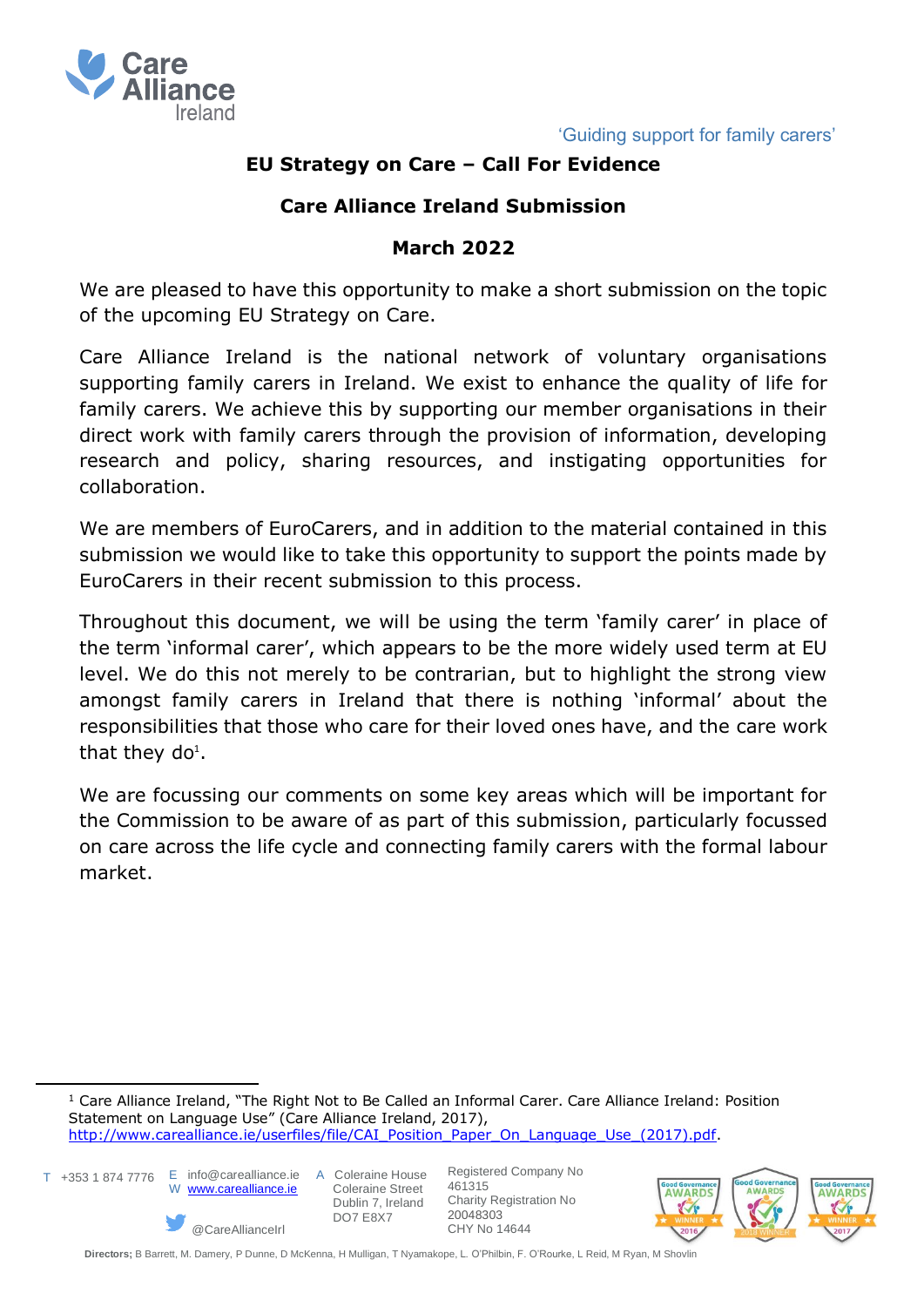'Guiding support for family carers'

# EU Strategy on Care – Call For Evidence

## Care Alliance Ireland Submission

## March 2022

We are pleased to have this opportunity to make a short submission on the topic of the upcoming EU Strategy on Care.

Care Alliance Ireland is the national network of voluntary organisations supporting family carers in Ireland. We exist to enhance the quality of life for family carers. We achieve this by supporting our member organisations in their direct work with family carers through the provision of information, developing research and policy, sharing resources, and instigating opportunities for collaboration.

We are members of EuroCarers, and in addition to the material contained in this submission we would like to take this opportunity to support the points made by EuroCarers in their recent submission to this process.

Throughout this document, we will be using the term 'family carer' in place of the term 'informal carer', which appears to be the more widely used term at EU level. We do this not merely to be contrarian, but to highlight the strong view amongst family carers in Ireland that there is nothing 'informal' about the responsibilities that those who care for their loved ones have, and the care work that they do[1].

We are focussing our comments on some key areas which will be important for the Commission to be aware of as part of this submission, particularly focussed on care across the life cycle and connecting family carers with the formal labour market.

---

[1] Care Alliance Ireland, "The Right Not to Be Called an Informal Carer. Care Alliance Ireland: Position Statement on Language Use" (Care Alliance Ireland, 2017), http://www.carealliance.ie/userfiles/file/CAI_Position_Paper_On_Language_Use_(2017).pdf.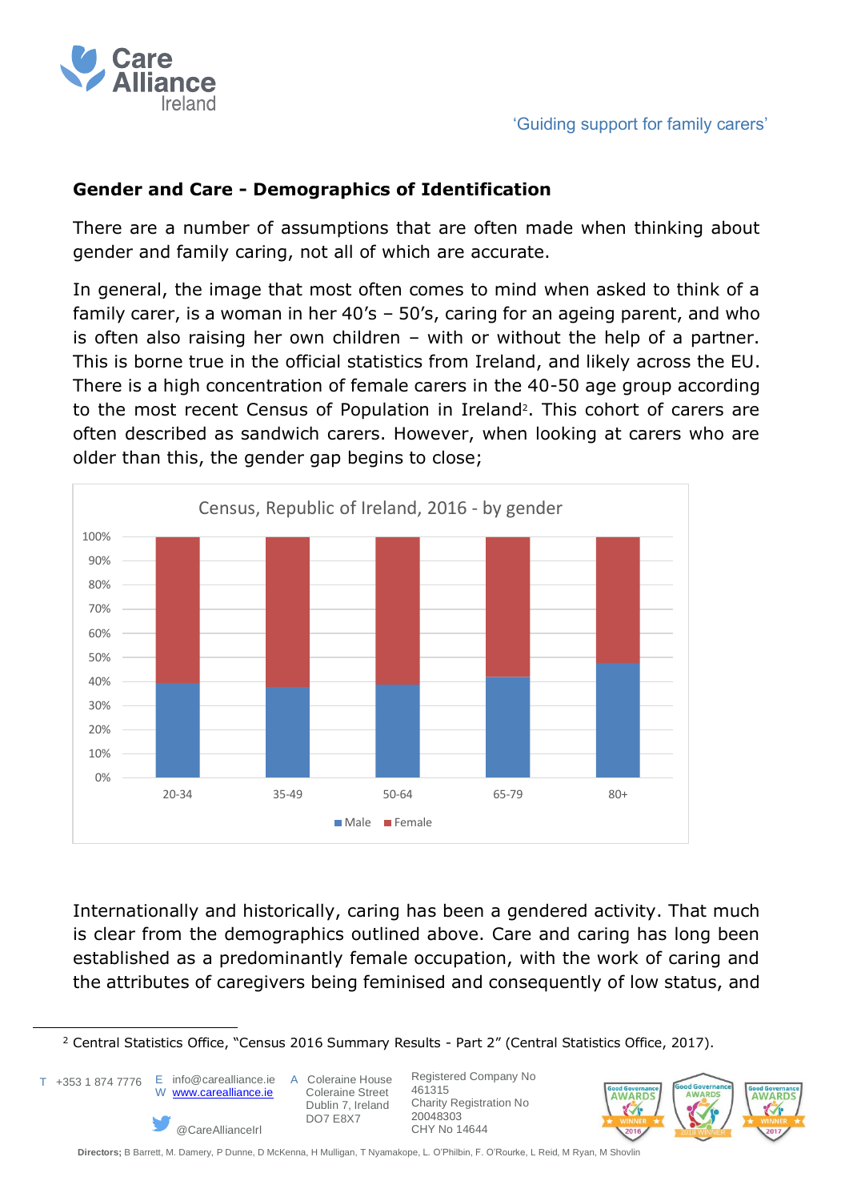## Gender and Care - Demographics of Identification

There are a number of assumptions that are often made when thinking about gender and family caring, not all of which are accurate.

In general, the image that most often comes to mind when asked to think of a family carer, is a woman in her 40's – 50's, caring for an ageing parent, and who is often also raising her own children – with or without the help of a partner. This is borne true in the official statistics from Ireland, and likely across the EU. There is a high concentration of female carers in the 40-50 age group according to the most recent Census of Population in Ireland[2]. This cohort of carers are often described as sandwich carers. However, when looking at carers who are older than this, the gender gap begins to close;

Census, Republic of Ireland, 2016 - by gender

Internationally and historically, caring has been a gendered activity. That much is clear from the demographics outlined above. Care and caring has long been established as a predominantly female occupation, with the work of caring and the attributes of caregivers being feminised and consequently of low status, and

---

[2] Central Statistics Office, "Census 2016 Summary Results - Part 2" (Central Statistics Office, 2017).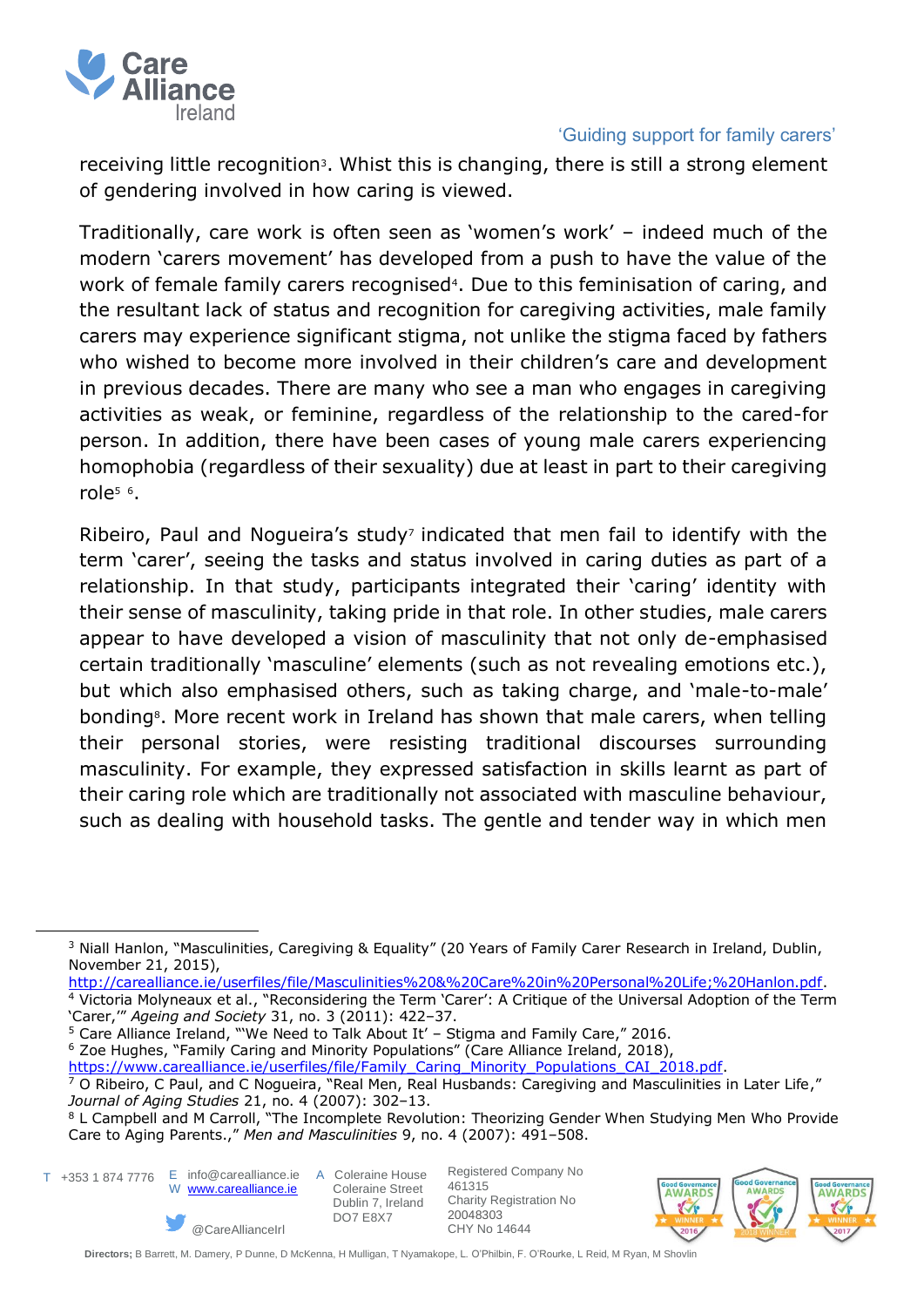receiving little recognition[3]. Whilst this is changing, there is still a strong element of gendering involved in how caring is viewed.

Traditionally, care work is often seen as 'women's work' – indeed much of the modern 'carers movement' has developed from a push to have the value of the work of female family carers recognised[4]. Due to this feminisation of caring, and the resultant lack of status and recognition for caregiving activities, male family carers may experience significant stigma, not unlike the stigma faced by fathers who wished to become more involved in their children's care and development in previous decades. There are many who see a man who engages in caregiving activities as weak, or feminine, regardless of the relationship to the cared-for person. In addition, there have been cases of young male carers experiencing homophobia (regardless of their sexuality) due at least in part to their caregiving role[5] [6].

Ribeiro, Paul and Nogueira's study[7] indicated that men fail to identify with the term 'carer', seeing the tasks and status involved in caring duties as part of a relationship. In that study, participants integrated their 'caring' identity with their sense of masculinity, taking pride in that role. In other studies, male carers appear to have developed a vision of masculinity that not only de-emphasised certain traditionally 'masculine' elements (such as not revealing emotions etc.), but which also emphasised others, such as taking charge, and 'male-to-male' bonding[8]. More recent work in Ireland has shown that male carers, when telling their personal stories, were resisting traditional discourses surrounding masculinity. For example, they expressed satisfaction in skills learnt as part of their caring role which are traditionally not associated with masculine behaviour, such as dealing with household tasks. The gentle and tender way in which men

---

[3] Niall Hanlon, "Masculinities, Caregiving & Equality" (20 Years of Family Carer Research in Ireland, Dublin, November 21, 2015), http://carealliance.ie/userfiles/file/Masculinities%20&%20Care%20in%20Personal%20Life;%20Hanlon.pdf.

[4] Victoria Molyneaux et al., "Reconsidering the Term 'Carer': A Critique of the Universal Adoption of the Term 'Carer,'" *Ageing and Society* 31, no. 3 (2011): 422–37.

[5] Care Alliance Ireland, "'We Need to Talk About It' – Stigma and Family Care," 2016.

[6] Zoe Hughes, "Family Caring and Minority Populations" (Care Alliance Ireland, 2018), https://www.carealliance.ie/userfiles/file/Family_Caring_Minority_Populations_CAI_2018.pdf.

[7] O Ribeiro, C Paul, and C Nogueira, "Real Men, Real Husbands: Caregiving and Masculinities in Later Life," *Journal of Aging Studies* 21, no. 4 (2007): 302–13.

[8] L Campbell and M Carroll, "The Incomplete Revolution: Theorizing Gender When Studying Men Who Provide Care to Aging Parents.," *Men and Masculinities* 9, no. 4 (2007): 491–508.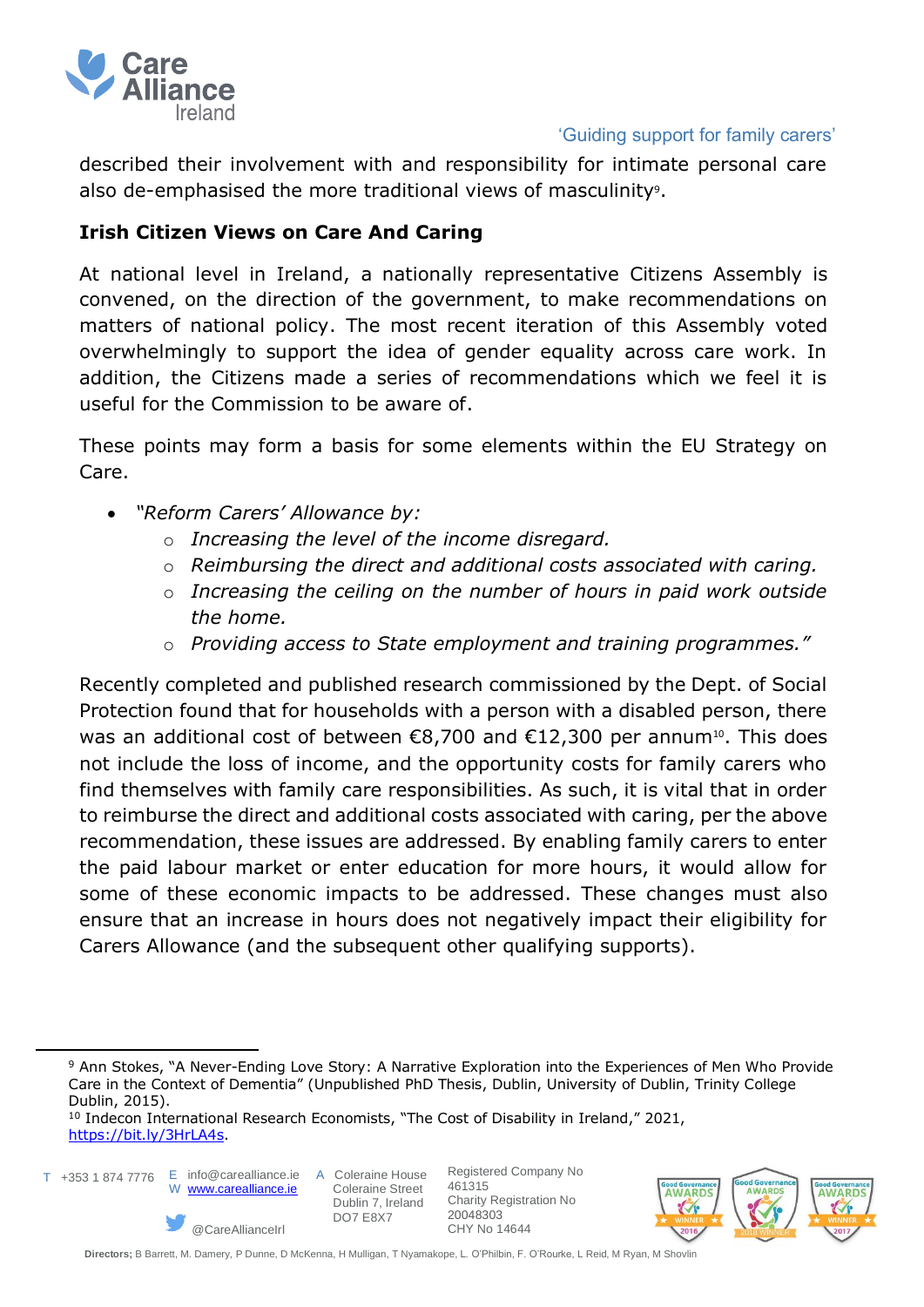described their involvement with and responsibility for intimate personal care also de-emphasised the more traditional views of masculinity[9].

### Irish Citizen Views on Care And Caring

At national level in Ireland, a nationally representative Citizens Assembly is convened, on the direction of the government, to make recommendations on matters of national policy. The most recent iteration of this Assembly voted overwhelmingly to support the idea of gender equality across care work. In addition, the Citizens made a series of recommendations which we feel it is useful for the Commission to be aware of.

These points may form a basis for some elements within the EU Strategy on Care.

- *"Reform Carers' Allowance by:*
  - *Increasing the level of the income disregard.*
  - *Reimbursing the direct and additional costs associated with caring.*
  - *Increasing the ceiling on the number of hours in paid work outside the home.*
  - *Providing access to State employment and training programmes."*

Recently completed and published research commissioned by the Dept. of Social Protection found that for households with a person with a disabled person, there was an additional cost of between €8,700 and €12,300 per annum[10]. This does not include the loss of income, and the opportunity costs for family carers who find themselves with family care responsibilities. As such, it is vital that in order to reimburse the direct and additional costs associated with caring, per the above recommendation, these issues are addressed. By enabling family carers to enter the paid labour market or enter education for more hours, it would allow for some of these economic impacts to be addressed. These changes must also ensure that an increase in hours does not negatively impact their eligibility for Carers Allowance (and the subsequent other qualifying supports).

---

[9] Ann Stokes, "A Never-Ending Love Story: A Narrative Exploration into the Experiences of Men Who Provide Care in the Context of Dementia" (Unpublished PhD Thesis, Dublin, University of Dublin, Trinity College Dublin, 2015).

[10] Indecon International Research Economists, "The Cost of Disability in Ireland," 2021, https://bit.ly/3HrLA4s.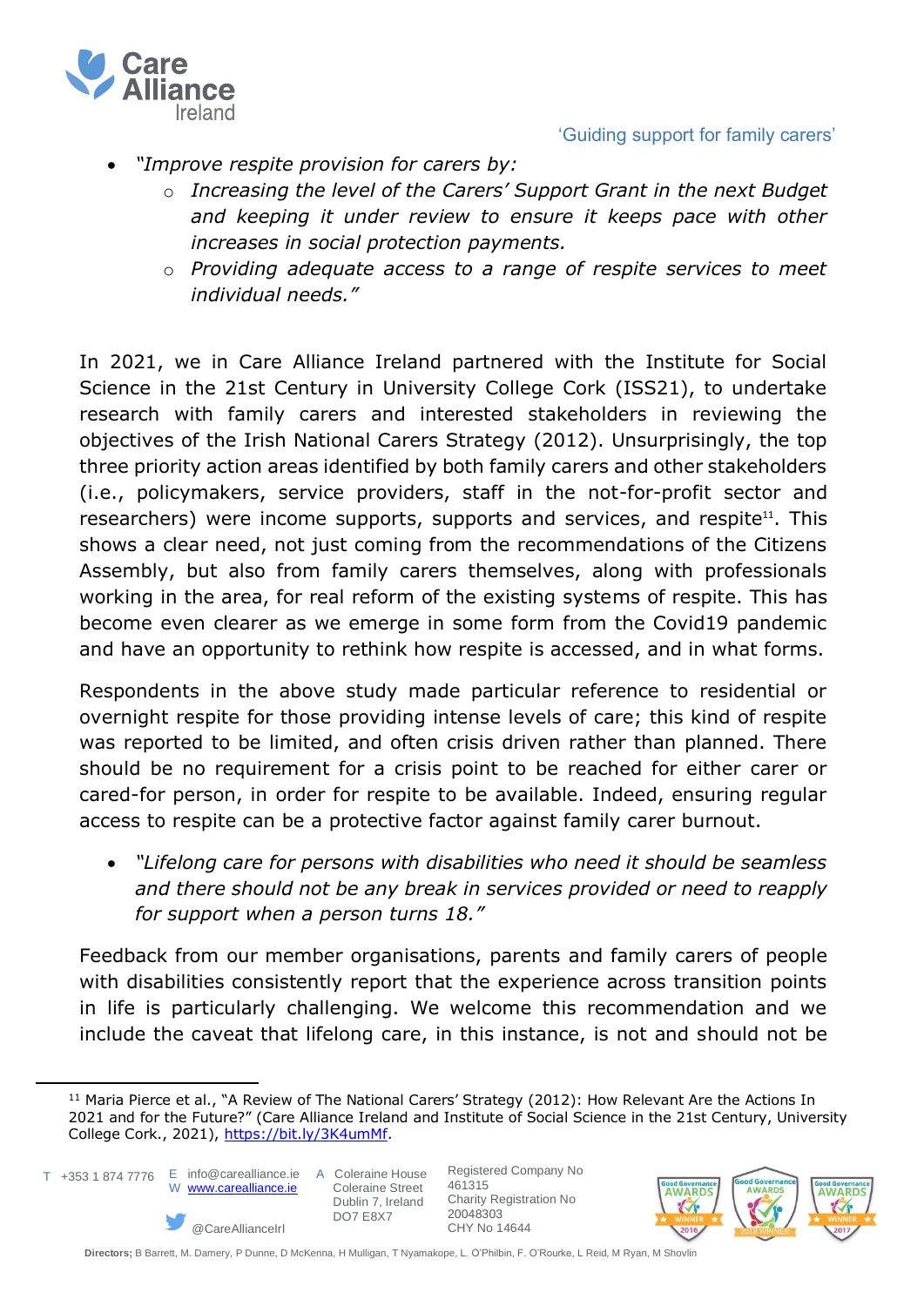- *"Improve respite provision for carers by:*
    - *Increasing the level of the Carers' Support Grant in the next Budget and keeping it under review to ensure it keeps pace with other increases in social protection payments.*
    - *Providing adequate access to a range of respite services to meet individual needs."*

In 2021, we in Care Alliance Ireland partnered with the Institute for Social Science in the 21st Century in University College Cork (ISS21), to undertake research with family carers and interested stakeholders in reviewing the objectives of the Irish National Carers Strategy (2012). Unsurprisingly, the top three priority action areas identified by both family carers and other stakeholders (i.e., policymakers, service providers, staff in the not-for-profit sector and researchers) were income supports, supports and services, and respite[11]. This shows a clear need, not just coming from the recommendations of the Citizens Assembly, but also from family carers themselves, along with professionals working in the area, for real reform of the existing systems of respite. This has become even clearer as we emerge in some form from the Covid19 pandemic and have an opportunity to rethink how respite is accessed, and in what forms.

Respondents in the above study made particular reference to residential or overnight respite for those providing intense levels of care; this kind of respite was reported to be limited, and often crisis driven rather than planned. There should be no requirement for a crisis point to be reached for either carer or cared-for person, in order for respite to be available. Indeed, ensuring regular access to respite can be a protective factor against family carer burnout.

- *"Lifelong care for persons with disabilities who need it should be seamless and there should not be any break in services provided or need to reapply for support when a person turns 18."*

Feedback from our member organisations, parents and family carers of people with disabilities consistently report that the experience across transition points in life is particularly challenging. We welcome this recommendation and we include the caveat that lifelong care, in this instance, is not and should not be

[11] Maria Pierce et al., "A Review of The National Carers' Strategy (2012): How Relevant Are the Actions In 2021 and for the Future?" (Care Alliance Ireland and Institute of Social Science in the 21st Century, University College Cork., 2021), https://bit.ly/3K4umMf.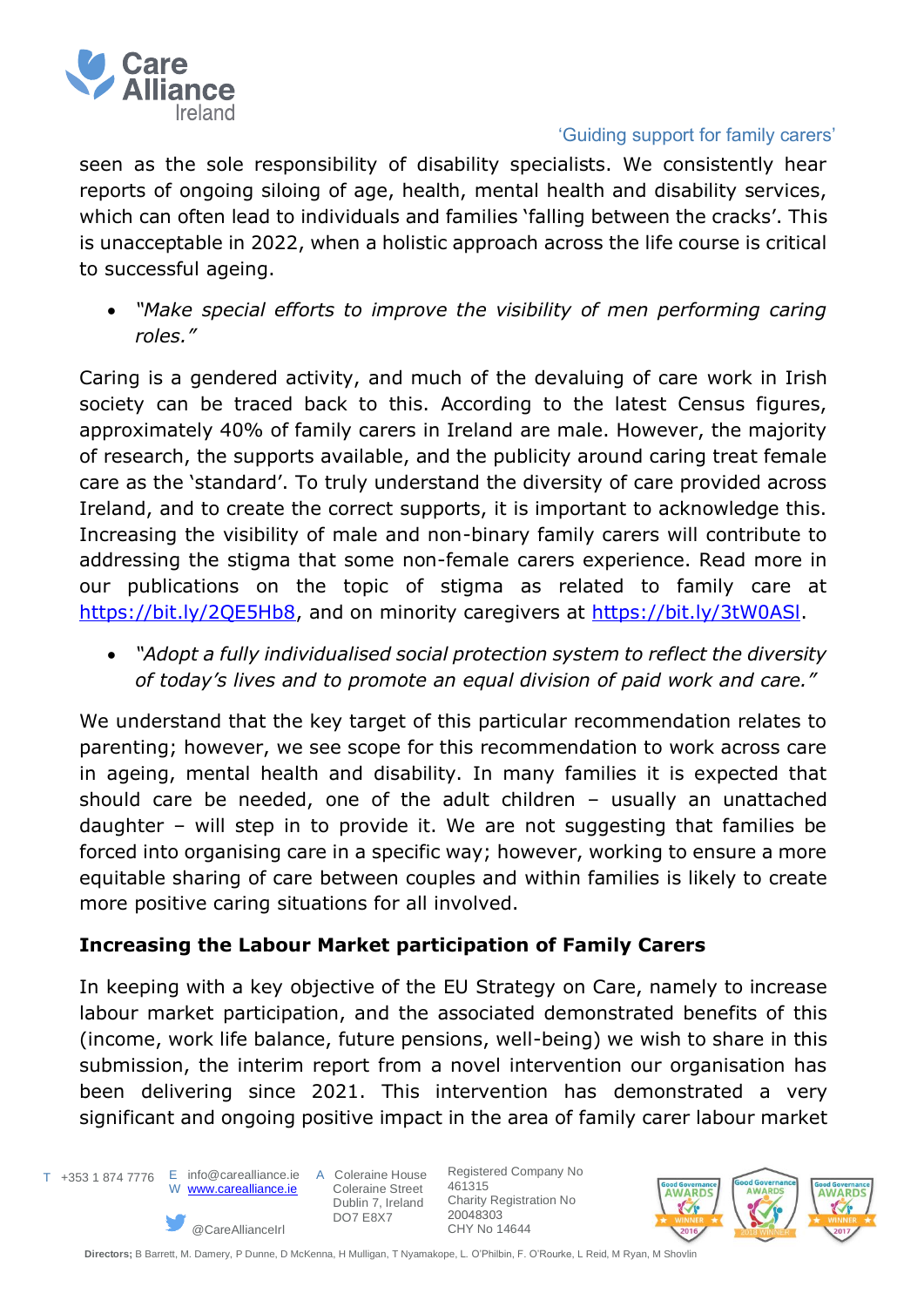seen as the sole responsibility of disability specialists. We consistently hear reports of ongoing siloing of age, health, mental health and disability services, which can often lead to individuals and families 'falling between the cracks'. This is unacceptable in 2022, when a holistic approach across the life course is critical to successful ageing.

- *"Make special efforts to improve the visibility of men performing caring roles."*

Caring is a gendered activity, and much of the devaluing of care work in Irish society can be traced back to this. According to the latest Census figures, approximately 40% of family carers in Ireland are male. However, the majority of research, the supports available, and the publicity around caring treat female care as the 'standard'. To truly understand the diversity of care provided across Ireland, and to create the correct supports, it is important to acknowledge this. Increasing the visibility of male and non-binary family carers will contribute to addressing the stigma that some non-female carers experience. Read more in our publications on the topic of stigma as related to family care at https://bit.ly/2QE5Hb8, and on minority caregivers at https://bit.ly/3tW0ASl.

- *"Adopt a fully individualised social protection system to reflect the diversity of today's lives and to promote an equal division of paid work and care."*

We understand that the key target of this particular recommendation relates to parenting; however, we see scope for this recommendation to work across care in ageing, mental health and disability. In many families it is expected that should care be needed, one of the adult children – usually an unattached daughter – will step in to provide it. We are not suggesting that families be forced into organising care in a specific way; however, working to ensure a more equitable sharing of care between couples and within families is likely to create more positive caring situations for all involved.

**Increasing the Labour Market participation of Family Carers**

In keeping with a key objective of the EU Strategy on Care, namely to increase labour market participation, and the associated demonstrated benefits of this (income, work life balance, future pensions, well-being) we wish to share in this submission, the interim report from a novel intervention our organisation has been delivering since 2021. This intervention has demonstrated a very significant and ongoing positive impact in the area of family carer labour market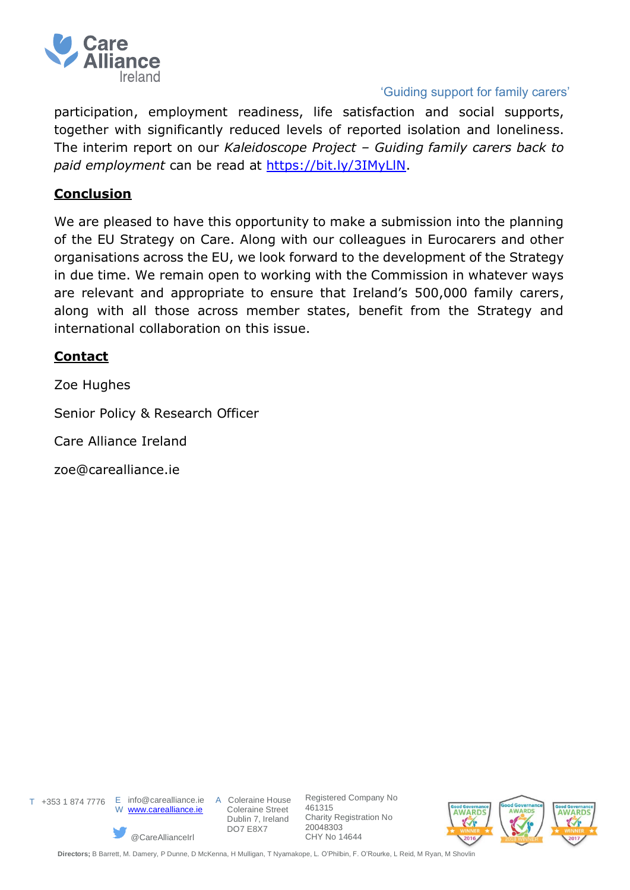participation, employment readiness, life satisfaction and social supports, together with significantly reduced levels of reported isolation and loneliness. The interim report on our *Kaleidoscope Project – Guiding family carers back to paid employment* can be read at [https://bit.ly/3IMyLlN](https://bit.ly/3IMyLlN).

## **Conclusion**

We are pleased to have this opportunity to make a submission into the planning of the EU Strategy on Care. Along with our colleagues in Eurocarers and other organisations across the EU, we look forward to the development of the Strategy in due time. We remain open to working with the Commission in whatever ways are relevant and appropriate to ensure that Ireland's 500,000 family carers, along with all those across member states, benefit from the Strategy and international collaboration on this issue.

## **Contact**

Zoe Hughes

Senior Policy & Research Officer

Care Alliance Ireland

zoe@carealliance.ie